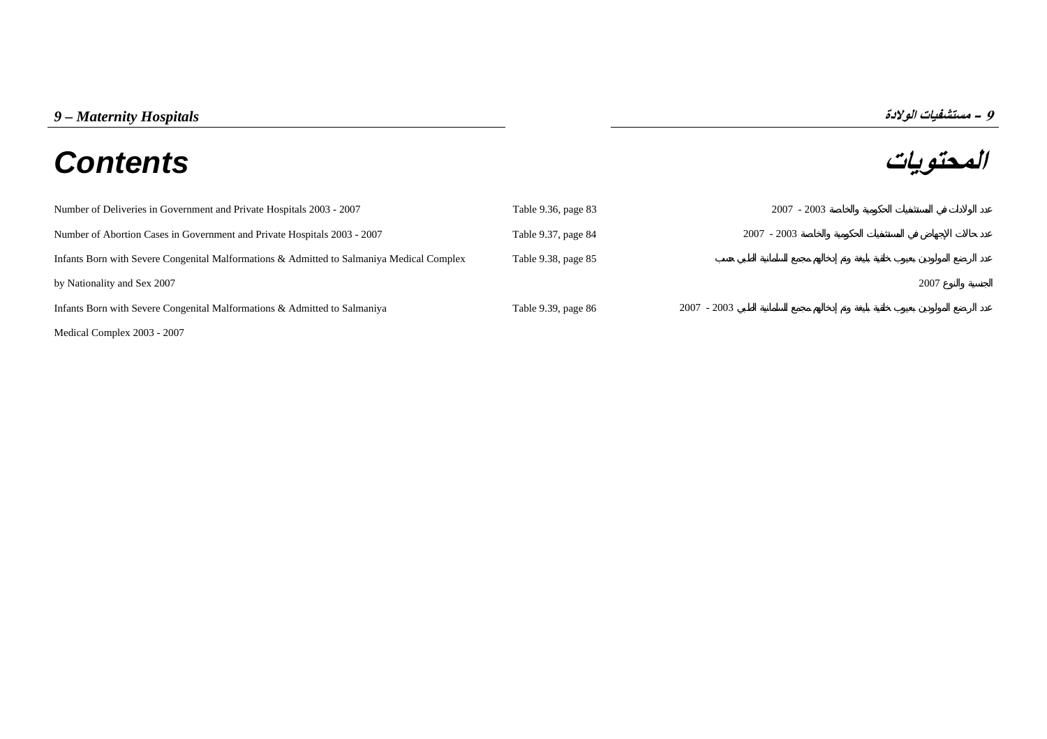# 9 – Maternity Hospitals

# 9 – مستشفيات الولادة

## Contents

## المحتويات

| | | |
|---|---|---|
| Number of Deliveries in Government and Private Hospitals 2003 - 2007 | Table 9.36, page 83 | عدد الولادات في المستشفيات الحكومية والخاصة 2003 - 2007 |
| Number of Abortion Cases in Government and Private Hospitals 2003 - 2007 | Table 9.37, page 84 | عدد حالات الإجهاض في المستشفيات الحكومية والخاصة 2003 - 2007 |
| Infants Born with Severe Congenital Malformations & Admitted to Salmaniya Medical Complex by Nationality and Sex 2007 | Table 9.38, page 85 | عدد الرضع المولودين بعيوب خلقية بليغة وتم إدخالهم مجمع السلمانية الطبي حسب الجنسية والنوع 2007 |
| Infants Born with Severe Congenital Malformations & Admitted to Salmaniya Medical Complex 2003 - 2007 | Table 9.39, page 86 | عدد الرضع المولودين بعيوب خلقية بليغة وتم إدخالهم مجمع السلمانية الطبي 2003 - 2007 |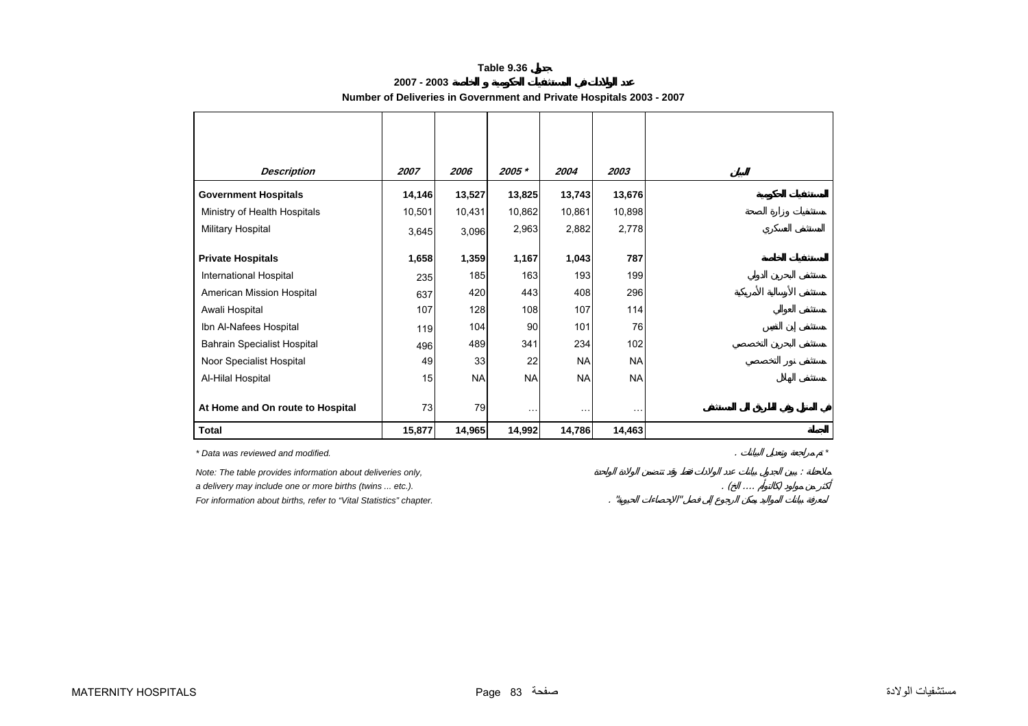# Table 9.36 جدول

## عدد الولادات في المستشفيات الحكومية و الخاصة 2003 - 2007

## Number of Deliveries in Government and Private Hospitals 2003 - 2007

| Description | 2007 | 2006 | 2005 * | 2004 | 2003 | البيان |
|---|---|---|---|---|---|---|
| **Government Hospitals** | **14,146** | **13,527** | **13,825** | **13,743** | **13,676** | **المستشفيات الحكومية** |
| Ministry of Health Hospitals | 10,501 | 10,431 | 10,862 | 10,861 | 10,898 | مستشفيات وزارة الصحة |
| Military Hospital | 3,645 | 3,096 | 2,963 | 2,882 | 2,778 | المستشفى العسكري |
| **Private Hospitals** | **1,658** | **1,359** | **1,167** | **1,043** | **787** | **المستشفيات الخاصة** |
| International Hospital | 235 | 185 | 163 | 193 | 199 | مستشفى البحرين الدولي |
| American Mission Hospital | 637 | 420 | 443 | 408 | 296 | مستشفى الأرسالية الأمريكية |
| Awali Hospital | 107 | 128 | 108 | 107 | 114 | مستشفى العوالي |
| Ibn Al-Nafees Hospital | 119 | 104 | 90 | 101 | 76 | مستشفى إبن النفيس |
| Bahrain Specialist Hospital | 496 | 489 | 341 | 234 | 102 | مستشفى البحرين التخصصي |
| Noor Specialist Hospital | 49 | 33 | 22 | NA | NA | مستشفى نور التخصصي |
| Al-Hilal Hospital | 15 | NA | NA | NA | NA | مستشفى الهلال |
| **At Home and On route to Hospital** | 73 | 79 | … | … | … | **في المنزل وفي الطريق الى المستشفى** |
| **Total** | **15,877** | **14,965** | **14,992** | **14,786** | **14,463** | **الجملة** |

*\* Data was reviewed and modified.*

\* تم مراجعة وتعديل البيانات .

*Note: The table provides information about deliveries only, a delivery may include one or more births (twins ... etc.). For information about births, refer to "Vital Statistics" chapter.*

ملاحظة : يبين الجدول بيانات عدد الولادات فقط وقد تتضمن الولادة الواحدة أكثر من مولود (كالتوأم .... الخ) . لمعرفة بيانات المواليد يمكن الرجوع إلى فصل "الإحصاءات الحيوية" .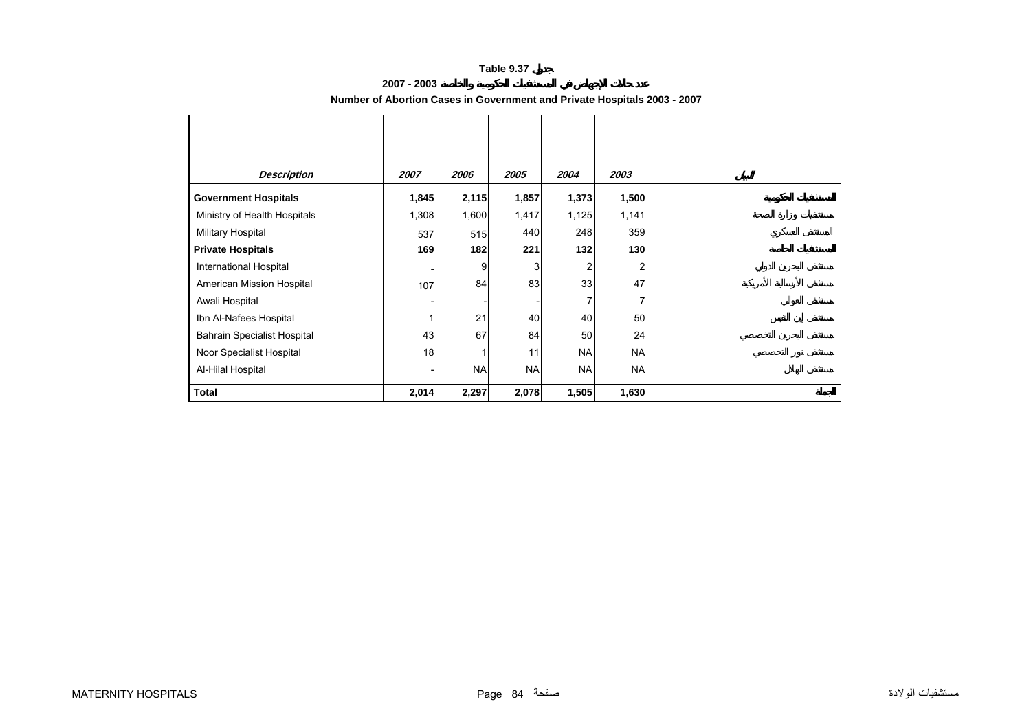**Table 9.37 جدول**

**عدد حالات الإجهاض في المستشفيات الحكومية والخاصة 2003 - 2007**

**Number of Abortion Cases in Government and Private Hospitals 2003 - 2007**

| *Description* | *2007* | *2006* | *2005* | *2004* | *2003* | البيان |
|---|---|---|---|---|---|---|
| **Government Hospitals** | **1,845** | **2,115** | **1,857** | **1,373** | **1,500** | **المستشفيات الحكومية** |
| Ministry of Health Hospitals | 1,308 | 1,600 | 1,417 | 1,125 | 1,141 | مستشفيات وزارة الصحة |
| Military Hospital | 537 | 515 | 440 | 248 | 359 | المستشفى العسكري |
| **Private Hospitals** | **169** | **182** | **221** | **132** | **130** | **المستشفيات الخاصة** |
| International Hospital | - | 9 | 3 | 2 | 2 | مستشفى البحرين الدولي |
| American Mission Hospital | 107 | 84 | 83 | 33 | 47 | مستشفى الإرسالية الأمريكية |
| Awali Hospital | - | - | - | 7 | 7 | مستشفى العوالي |
| Ibn Al-Nafees Hospital | 1 | 21 | 40 | 40 | 50 | مستشفى إبن النفيس |
| Bahrain Specialist Hospital | 43 | 67 | 84 | 50 | 24 | مستشفى البحرين التخصصي |
| Noor Specialist Hospital | 18 | 1 | 11 | NA | NA | مستشفى نور التخصصي |
| Al-Hilal Hospital | - | NA | NA | NA | NA | مستشفى الهلال |
| **Total** | **2,014** | **2,297** | **2,078** | **1,505** | **1,630** | **الجملة** |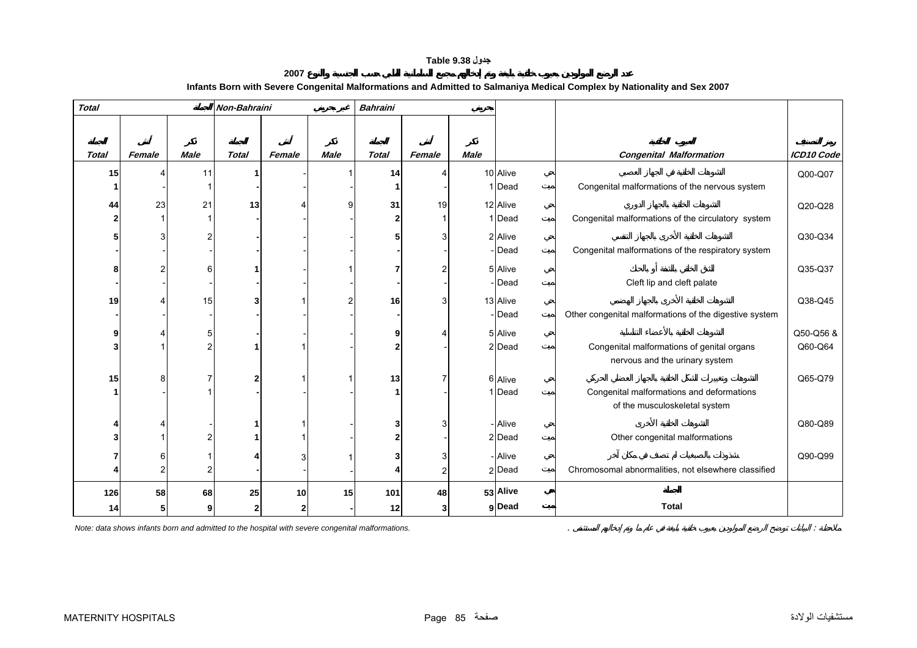**Table 9.38 جدول**

**عدد الرضع المولودين بعيوب خلقية بليغة وتم إدخالهم مجمع السلمانية الطبي حسب الجنسية والنوع 2007**

**Infants Born with Severe Congenital Malformations and Admitted to Salmaniya Medical Complex by Nationality and Sex 2007**

| Total الجملة | | | Non-Bahraini غير بحريني | | | Bahraini بحريني | | | | | | |
|---|---|---|---|---|---|---|---|---|---|---|---|---|
| الجملة Total | أنثى Female | ذكر Male | الجملة Total | أنثى Female | ذكر Male | الجملة Total | أنثى Female | ذكر Male | | | العيوب الخلقية Congenital Malformation | رمز التصنيف ICD10 Code |
| 15 | 4 | 11 | 1 | - | 1 | 14 | 4 | 10 | Alive | حي | التشوهات الخلقية في الجهاز العصبي Congenital malformations of the nervous system | Q00-Q07 |
| 1 | - | 1 | - | - | - | 1 | - | 1 | Dead | ميت | | |
| 44 | 23 | 21 | 13 | 4 | 9 | 31 | 19 | 12 | Alive | حي | التشوهات الخلقية بالجهاز الدوري Congenital malformations of the circulatory system | Q20-Q28 |
| 2 | 1 | 1 | - | - | - | 2 | 1 | 1 | Dead | ميت | | |
| 5 | 3 | 2 | - | - | - | 5 | 3 | 2 | Alive | حي | التشوهات الخلقية الأخرى بالجهاز التنفسي Congenital malformations of the respiratory system | Q30-Q34 |
| - | - | - | - | - | - | - | - | - | Dead | ميت | | |
| 8 | 2 | 6 | 1 | - | 1 | 7 | 2 | 5 | Alive | حي | الشق الخلفي للشفة أو بالحنك Cleft lip and cleft palate | Q35-Q37 |
| - | - | - | - | - | - | - | - | - | Dead | ميت | | |
| 19 | 4 | 15 | 3 | 1 | 2 | 16 | 3 | 13 | Alive | حي | التشوهات الخلقية الأخرى بالجهاز الهضمي Other congenital malformations of the digestive system | Q38-Q45 |
| - | - | - | - | - | - | - | - | - | Dead | ميت | | |
| 9 | 4 | 5 | - | - | - | 9 | 4 | 5 | Alive | حي | التشوهات الخلقية بالأعضاء التناسلية Congenital malformations of genital organs nervous and the urinary system | Q50-Q56 & Q60-Q64 |
| 3 | 1 | 2 | 1 | 1 | - | 2 | - | 2 | Dead | ميت | | |
| 15 | 8 | 7 | 2 | 1 | 1 | 13 | 7 | 6 | Alive | حي | التشوهات وتغييرات الشكل الخلقية بالجهاز العضلي الحركي Congenital malformations and deformations of the musculoskeletal system | Q65-Q79 |
| 1 | - | 1 | - | - | - | 1 | - | 1 | Dead | ميت | | |
| 4 | 4 | - | 1 | 1 | - | 3 | 3 | - | Alive | حي | التشوهات الخلقية الأخرى Other congenital malformations | Q80-Q89 |
| 3 | 1 | 2 | 1 | 1 | - | 2 | - | 2 | Dead | ميت | | |
| 7 | 6 | 1 | 4 | 3 | 1 | 3 | 3 | - | Alive | حي | شذوذات بالصبغيات لم تصنف في مكان آخر Chromosomal abnormalities, not elsewhere classified | Q90-Q99 |
| 4 | 2 | 2 | - | - | - | 4 | 2 | 2 | Dead | ميت | | |
| **126** | **58** | **68** | **25** | **10** | **15** | **101** | **48** | **53** | **Alive** | **حي** | **الجملة Total** | |
| **14** | **5** | **9** | **2** | **2** | **-** | **12** | **3** | **9** | **Dead** | **ميت** | | |

*Note: data shows infants born and admitted to the hospital with severe congenital malformations.*

ملاحظة : البيانات توضح الرضع المولودين بعيوب خلقية بليغة في علم ما وتم إدخالهم المستشفى .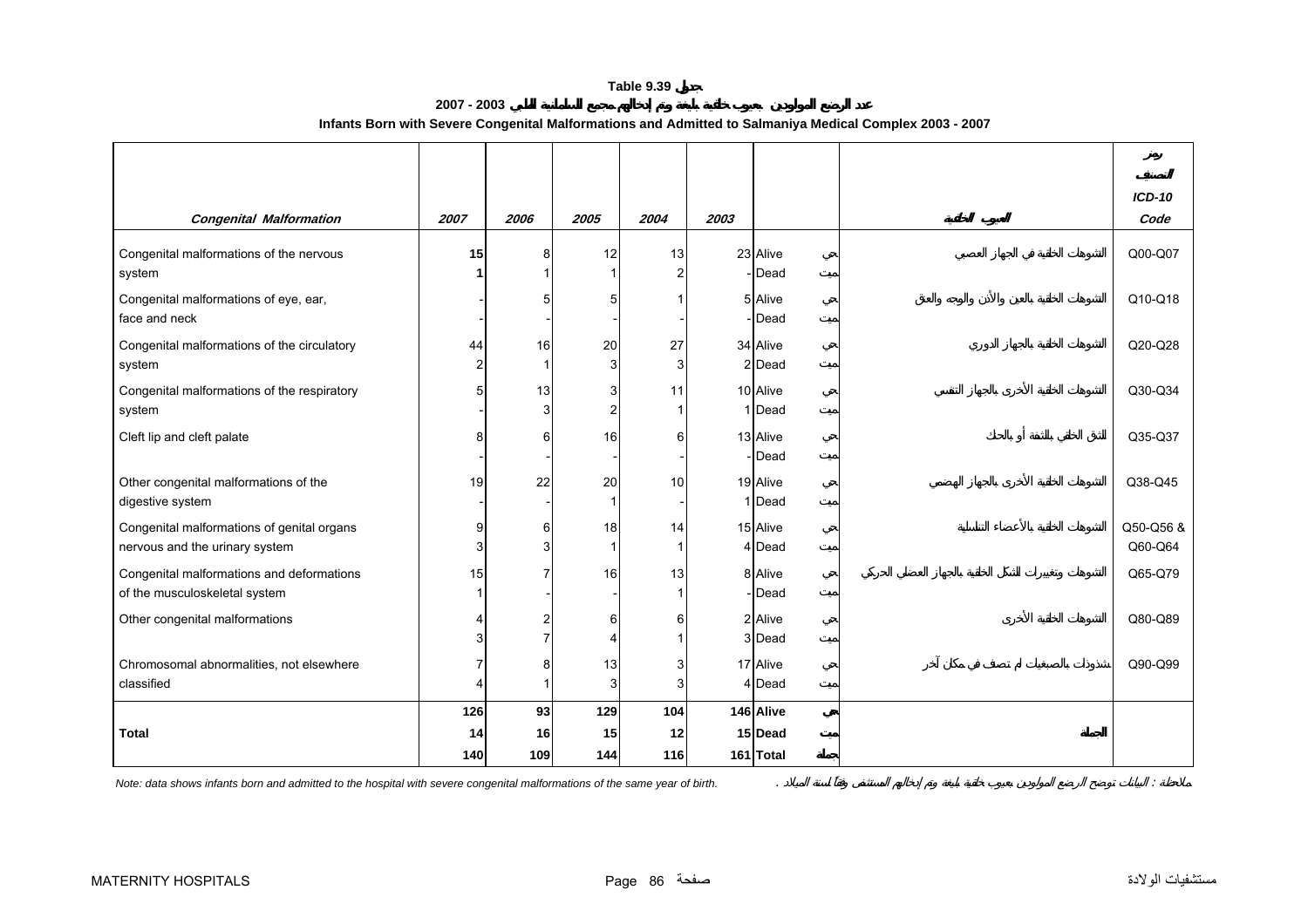# Table 9.39 جدول

## عدد الرضع المولودين بعيوب خلقية بليغة وتم إدخالهم مجمع السلمانية الطبي 2003 - 2007

### Infants Born with Severe Congenital Malformations and Admitted to Salmaniya Medical Complex 2003 - 2007

| Congenital Malformation | 2007 | 2006 | 2005 | 2004 | 2003 | | | العيوب الخلقية | رمز التصنيف ICD-10 Code |
|---|---|---|---|---|---|---|---|---|---|
| Congenital malformations of the nervous system | 15 | 8 | 12 | 13 | 23 | Alive | حي | التشوهات الخلقية في الجهاز العصبي | Q00-Q07 |
| | 1 | 1 | 1 | 2 | - | Dead | ميت | | |
| Congenital malformations of eye, ear, face and neck | - | 5 | 5 | 1 | 5 | Alive | حي | التشوهات الخلقية بالعين والأذن والوجه والعنق | Q10-Q18 |
| | - | - | - | - | - | Dead | ميت | | |
| Congenital malformations of the circulatory system | 44 | 16 | 20 | 27 | 34 | Alive | حي | التشوهات الخلقية بالجهاز الدوري | Q20-Q28 |
| | 2 | 1 | 3 | 3 | 2 | Dead | ميت | | |
| Congenital malformations of the respiratory system | 5 | 13 | 3 | 11 | 10 | Alive | حي | التشوهات الخلقية الأخرى بالجهاز التنفسي | Q30-Q34 |
| | - | 3 | 2 | 1 | 1 | Dead | ميت | | |
| Cleft lip and cleft palate | 8 | 6 | 16 | 6 | 13 | Alive | حي | الشق الخلقي بالشفة أو بالحنك | Q35-Q37 |
| | - | - | - | - | - | Dead | ميت | | |
| Other congenital malformations of the digestive system | 19 | 22 | 20 | 10 | 19 | Alive | حي | التشوهات الخلقية الأخرى بالجهاز الهضمي | Q38-Q45 |
| | - | - | 1 | - | 1 | Dead | ميت | | |
| Congenital malformations of genital organs nervous and the urinary system | 9 | 6 | 18 | 14 | 15 | Alive | حي | التشوهات الخلقية بالأعضاء التناسلية | Q50-Q56 & Q60-Q64 |
| | 3 | 3 | 1 | 1 | 4 | Dead | ميت | | |
| Congenital malformations and deformations of the musculoskeletal system | 15 | 7 | 16 | 13 | 8 | Alive | حي | التشوهات وتغييرات الشكل الخلقية بالجهاز العضلي الحركي | Q65-Q79 |
| | 1 | - | - | 1 | - | Dead | ميت | | |
| Other congenital malformations | 4 | 2 | 6 | 6 | 2 | Alive | حي | التشوهات الخلقية الأخرى | Q80-Q89 |
| | 3 | 7 | 4 | 1 | 3 | Dead | ميت | | |
| Chromosomal abnormalities, not elsewhere classified | 7 | 8 | 13 | 3 | 17 | Alive | حي | شذوذات بالصبغيات لم تصنف في مكان آخر | Q90-Q99 |
| | 4 | 1 | 3 | 3 | 4 | Dead | ميت | | |
| | **126** | **93** | **129** | **104** | **146** | **Alive** | **حي** | | |
| **Total** | **14** | **16** | **15** | **12** | **15** | **Dead** | **ميت** | **الجملة** | |
| | **140** | **109** | **144** | **116** | **161** | **Total** | **الجملة** | | |

*Note: data shows infants born and admitted to the hospital with severe congenital malformations of the same year of birth.*

ملاحظة : البيانات توضح الرضع المولودين بعيوب خلقية بليغة وتم إدخالهم المستشفى وفقاً لسنة الميلاد .